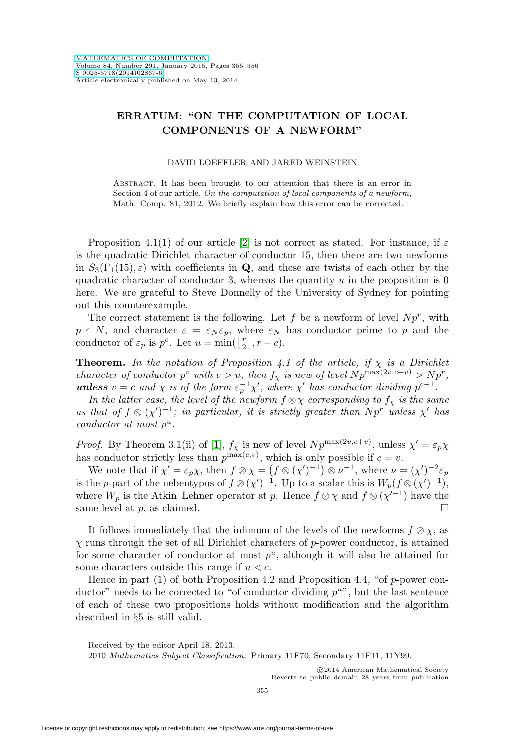# ERRATUM: "ON THE COMPUTATION OF LOCAL COMPONENTS OF A NEWFORM"

DAVID LOEFFLER AND JARED WEINSTEIN

Abstract. It has been brought to our attention that there is an error in Section 4 of our article, *On the computation of local components of a newform*, Math. Comp. 81, 2012. We briefly explain how this error can be corrected.

Proposition 4.1(1) of our article [2] is not correct as stated. For instance, if $\varepsilon$ is the quadratic Dirichlet character of conductor 15, then there are two newforms in $S_3(\Gamma_1(15), \varepsilon)$ with coefficients in $\mathbf{Q}$, and these are twists of each other by the quadratic character of conductor 3, whereas the quantity $u$ in the proposition is 0 here. We are grateful to Steve Donnelly of the University of Sydney for pointing out this counterexample.

The correct statement is the following. Let $f$ be a newform of level $Np^r$, with $p \nmid N$, and character $\varepsilon = \varepsilon_N \varepsilon_p$, where $\varepsilon_N$ has conductor prime to $p$ and the conductor of $\varepsilon_p$ is $p^c$. Let $u = \min(\lfloor \frac{r}{2} \rfloor, r - c)$.

**Theorem.** *In the notation of Proposition 4.1 of the article, if $\chi$ is a Dirichlet character of conductor $p^v$ with $v > u$, then $f_\chi$ is new of level $Np^{\max(2v, c+v)} > Np^r$,* ***unless*** *$v = c$ and $\chi$ is of the form $\varepsilon_p^{-1}\chi'$, where $\chi'$ has conductor dividing $p^{c-1}$.*

*In the latter case, the level of the newform $f \otimes \chi$ corresponding to $f_\chi$ is the same as that of $f \otimes (\chi')^{-1}$; in particular, it is strictly greater than $Np^r$ unless $\chi'$ has conductor at most $p^u$.*

*Proof.* By Theorem 3.1(ii) of [1], $f_\chi$ is new of level $Np^{\max(2v, c+v)}$, unless $\chi' = \varepsilon_p \chi$ has conductor strictly less than $p^{\max(c,v)}$, which is only possible if $c = v$.

We note that if $\chi' = \varepsilon_p \chi$, then $f \otimes \chi = \left(f \otimes (\chi')^{-1}\right) \otimes \nu^{-1}$, where $\nu = (\chi')^{-2}\varepsilon_p$ is the $p$-part of the nebentypus of $f \otimes (\chi')^{-1}$. Up to a scalar this is $W_p(f \otimes (\chi')^{-1})$, where $W_p$ is the Atkin–Lehner operator at $p$. Hence $f \otimes \chi$ and $f \otimes (\chi'^{-1})$ have the same level at $p$, as claimed. $\square$

It follows immediately that the infimum of the levels of the newforms $f \otimes \chi$, as $\chi$ runs through the set of all Dirichlet characters of $p$-power conductor, is attained for some character of conductor at most $p^u$, although it will also be attained for some characters outside this range if $u < c$.

Hence in part (1) of both Proposition 4.2 and Proposition 4.4, "of $p$-power conductor" needs to be corrected to "of conductor dividing $p^u$", but the last sentence of each of these two propositions holds without modification and the algorithm described in §5 is still valid.

Received by the editor April 18, 2013.

2010 *Mathematics Subject Classification.* Primary 11F70; Secondary 11F11, 11Y99.

©2014 American Mathematical Society
Reverts to public domain 28 years from publication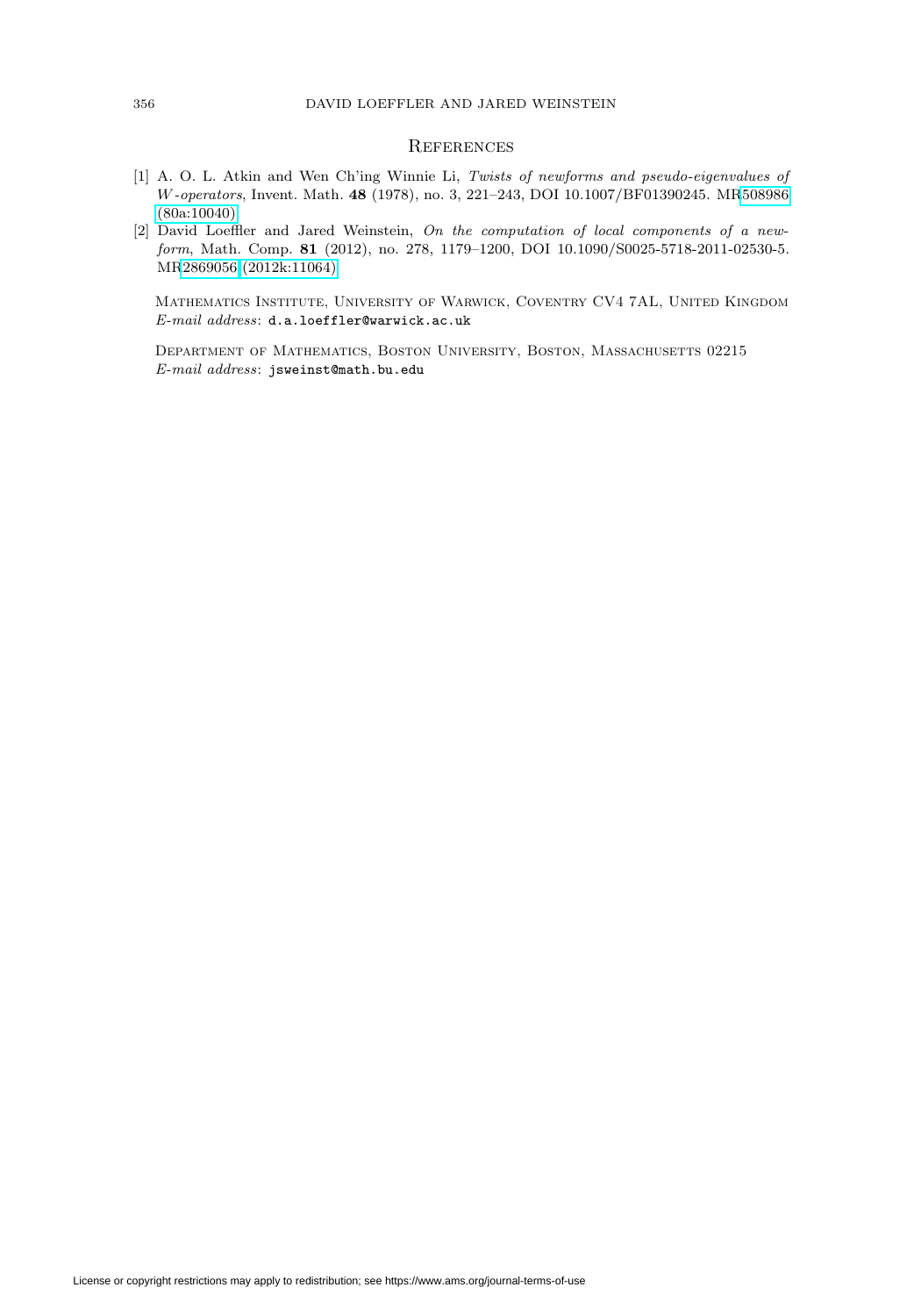## References

[1] A. O. L. Atkin and Wen Ch'ing Winnie Li, *Twists of newforms and pseudo-eigenvalues of W-operators*, Invent. Math. **48** (1978), no. 3, 221–243, DOI 10.1007/BF01390245. MR508986 (80a:10040)

[2] David Loeffler and Jared Weinstein, *On the computation of local components of a newform*, Math. Comp. **81** (2012), no. 278, 1179–1200, DOI 10.1090/S0025-5718-2011-02530-5. MR2869056 (2012k:11064)

Mathematics Institute, University of Warwick, Coventry CV4 7AL, United Kingdom
*E-mail address*: d.a.loeffler@warwick.ac.uk

Department of Mathematics, Boston University, Boston, Massachusetts 02215
*E-mail address*: jsweinst@math.bu.edu